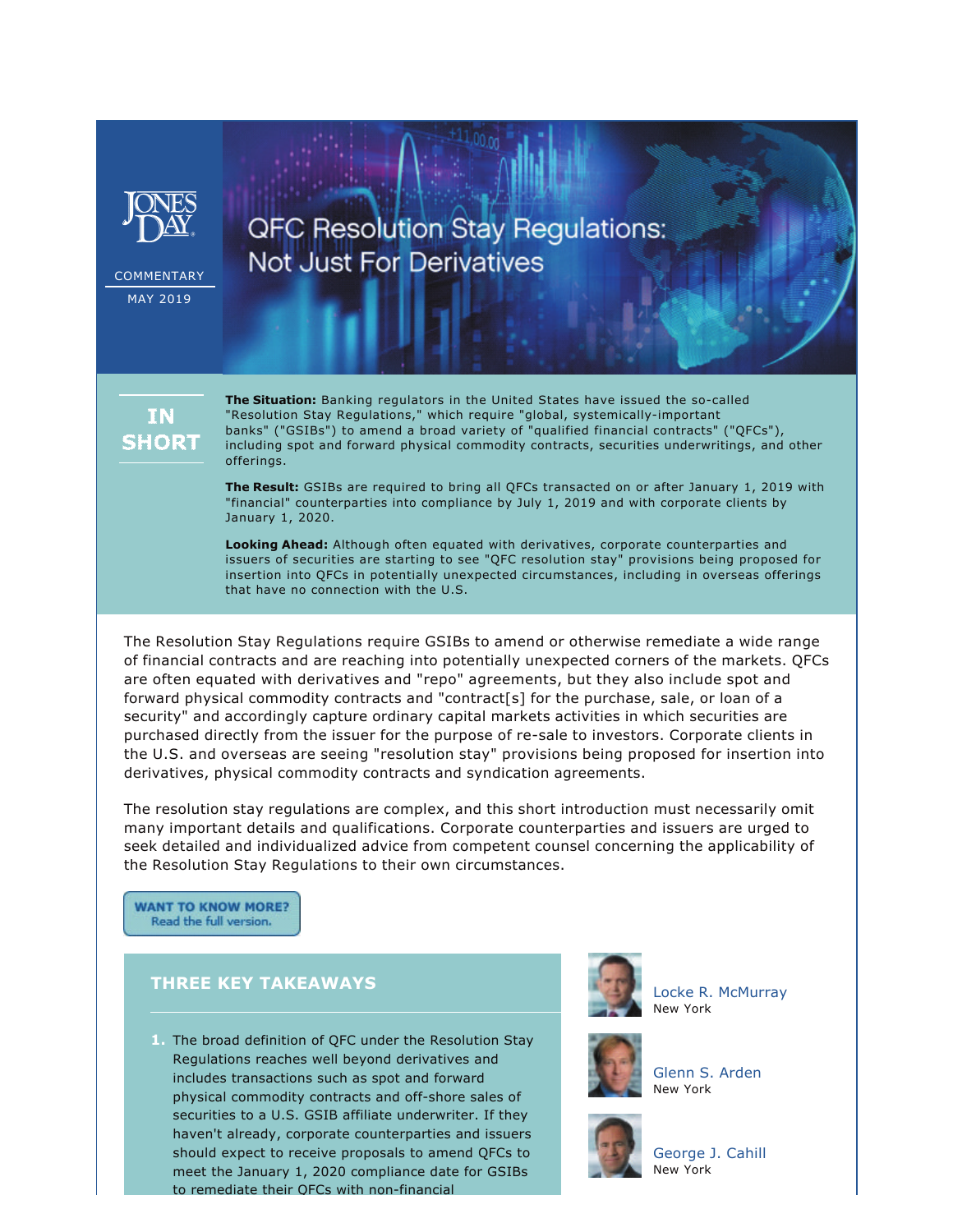JONES DAY

COMMENTARY

MAY 2019

# QFC Resolution Stay Regulations: Not Just For Derivatives

## IN SHORT

**The Situation:** Banking regulators in the United States have issued the so-called "Resolution Stay Regulations," which require "global, systemically-important banks" ("GSIBs") to amend a broad variety of "qualified financial contracts" ("QFCs"), including spot and forward physical commodity contracts, securities underwritings, and other offerings.

**The Result:** GSIBs are required to bring all QFCs transacted on or after January 1, 2019 with "financial" counterparties into compliance by July 1, 2019 and with corporate clients by January 1, 2020.

**Looking Ahead:** Although often equated with derivatives, corporate counterparties and issuers of securities are starting to see "QFC resolution stay" provisions being proposed for insertion into QFCs in potentially unexpected circumstances, including in overseas offerings that have no connection with the U.S.

The Resolution Stay Regulations require GSIBs to amend or otherwise remediate a wide range of financial contracts and are reaching into potentially unexpected corners of the markets. QFCs are often equated with derivatives and "repo" agreements, but they also include spot and forward physical commodity contracts and "contract[s] for the purchase, sale, or loan of a security" and accordingly capture ordinary capital markets activities in which securities are purchased directly from the issuer for the purpose of re-sale to investors. Corporate clients in the U.S. and overseas are seeing "resolution stay" provisions being proposed for insertion into derivatives, physical commodity contracts and syndication agreements.

The resolution stay regulations are complex, and this short introduction must necessarily omit many important details and qualifications. Corporate counterparties and issuers are urged to seek detailed and individualized advice from competent counsel concerning the applicability of the Resolution Stay Regulations to their own circumstances.

WANT TO KNOW MORE? Read the full version.

## THREE KEY TAKEAWAYS

1. The broad definition of QFC under the Resolution Stay Regulations reaches well beyond derivatives and includes transactions such as spot and forward physical commodity contracts and off-shore sales of securities to a U.S. GSIB affiliate underwriter. If they haven't already, corporate counterparties and issuers should expect to receive proposals to amend QFCs to meet the January 1, 2020 compliance date for GSIBs to remediate their QFCs with non-financial

Locke R. McMurray
New York

Glenn S. Arden
New York

George J. Cahill
New York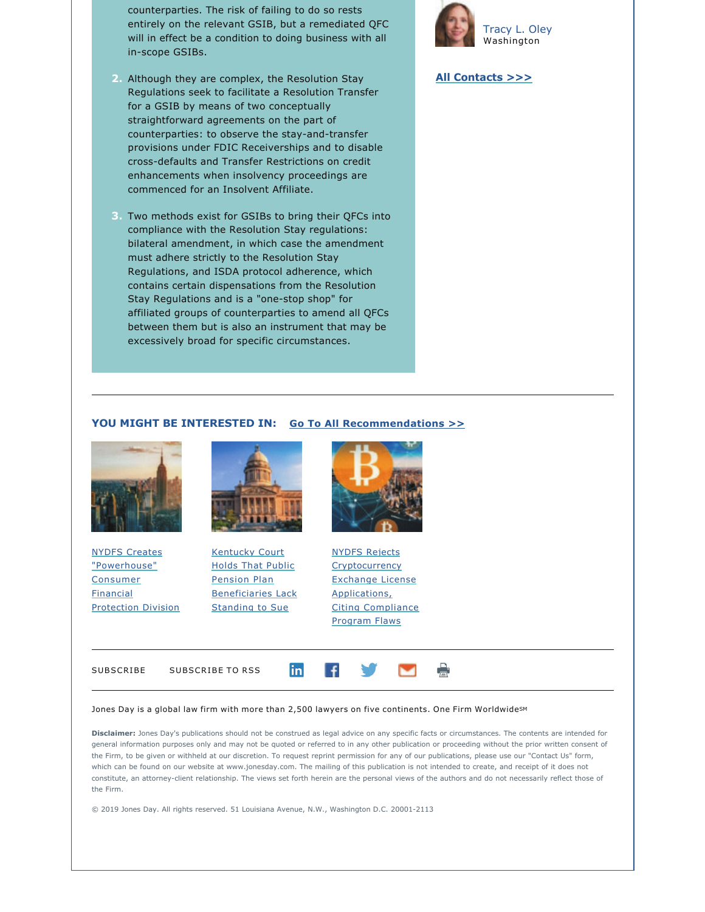counterparties. The risk of failing to do so rests entirely on the relevant GSIB, but a remediated QFC will in effect be a condition to doing business with all in-scope GSIBs.

2. Although they are complex, the Resolution Stay Regulations seek to facilitate a Resolution Transfer for a GSIB by means of two conceptually straightforward agreements on the part of counterparties: to observe the stay-and-transfer provisions under FDIC Receiverships and to disable cross-defaults and Transfer Restrictions on credit enhancements when insolvency proceedings are commenced for an Insolvent Affiliate.

3. Two methods exist for GSIBs to bring their QFCs into compliance with the Resolution Stay regulations: bilateral amendment, in which case the amendment must adhere strictly to the Resolution Stay Regulations, and ISDA protocol adherence, which contains certain dispensations from the Resolution Stay Regulations and is a "one-stop shop" for affiliated groups of counterparties to amend all QFCs between them but is also an instrument that may be excessively broad for specific circumstances.

Tracy L. Oley
Washington

**All Contacts >>>**

---

**YOU MIGHT BE INTERESTED IN:** **Go To All Recommendations >>**

NYDFS Creates "Powerhouse" Consumer Financial Protection Division

Kentucky Court Holds That Public Pension Plan Beneficiaries Lack Standing to Sue

NYDFS Rejects Cryptocurrency Exchange License Applications, Citing Compliance Program Flaws

---

SUBSCRIBE SUBSCRIBE TO RSS

---

Jones Day is a global law firm with more than 2,500 lawyers on five continents. One Firm Worldwide℠

**Disclaimer:** Jones Day's publications should not be construed as legal advice on any specific facts or circumstances. The contents are intended for general information purposes only and may not be quoted or referred to in any other publication or proceeding without the prior written consent of the Firm, to be given or withheld at our discretion. To request reprint permission for any of our publications, please use our "Contact Us" form, which can be found on our website at www.jonesday.com. The mailing of this publication is not intended to create, and receipt of it does not constitute, an attorney-client relationship. The views set forth herein are the personal views of the authors and do not necessarily reflect those of the Firm.

© 2019 Jones Day. All rights reserved. 51 Louisiana Avenue, N.W., Washington D.C. 20001-2113